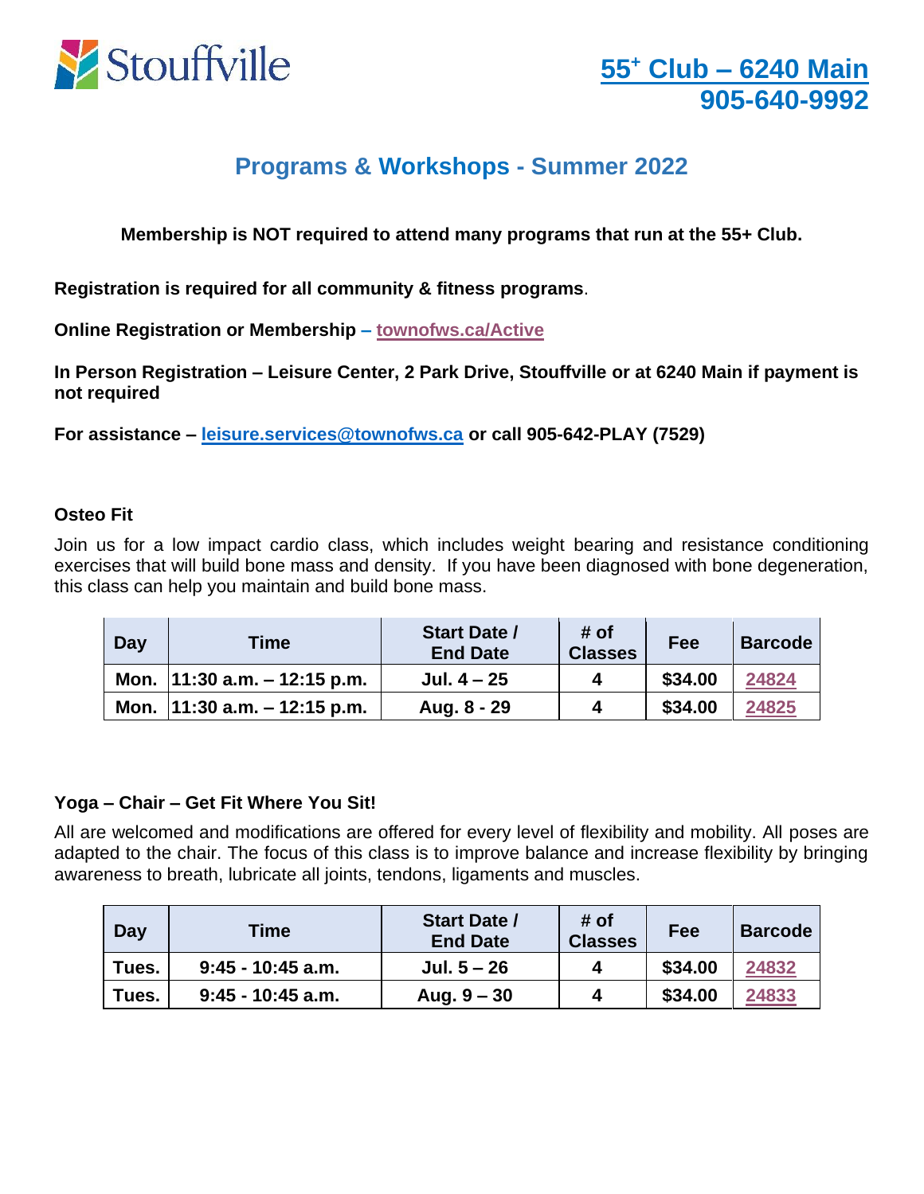Stouffville

**55+ Club – 6240 Main**
**905-640-9992**

# Programs & Workshops - Summer 2022

**Membership is NOT required to attend many programs that run at the 55+ Club.**

**Registration is required for all community & fitness programs**.

**Online Registration or Membership – townofws.ca/Active**

**In Person Registration – Leisure Center, 2 Park Drive, Stouffville or at 6240 Main if payment is not required**

**For assistance – leisure.services@townofws.ca or call 905-642-PLAY (7529)**

### Osteo Fit

Join us for a low impact cardio class, which includes weight bearing and resistance conditioning exercises that will build bone mass and density. If you have been diagnosed with bone degeneration, this class can help you maintain and build bone mass.

| Day | Time | Start Date / End Date | # of Classes | Fee | Barcode |
|---|---|---|---|---|---|
| Mon. | 11:30 a.m. – 12:15 p.m. | Jul. 4 – 25 | 4 | $34.00 | 24824 |
| Mon. | 11:30 a.m. – 12:15 p.m. | Aug. 8 - 29 | 4 | $34.00 | 24825 |

### Yoga – Chair – Get Fit Where You Sit!

All are welcomed and modifications are offered for every level of flexibility and mobility. All poses are adapted to the chair. The focus of this class is to improve balance and increase flexibility by bringing awareness to breath, lubricate all joints, tendons, ligaments and muscles.

| Day | Time | Start Date / End Date | # of Classes | Fee | Barcode |
|---|---|---|---|---|---|
| Tues. | 9:45 - 10:45 a.m. | Jul. 5 – 26 | 4 | $34.00 | 24832 |
| Tues. | 9:45 - 10:45 a.m. | Aug. 9 – 30 | 4 | $34.00 | 24833 |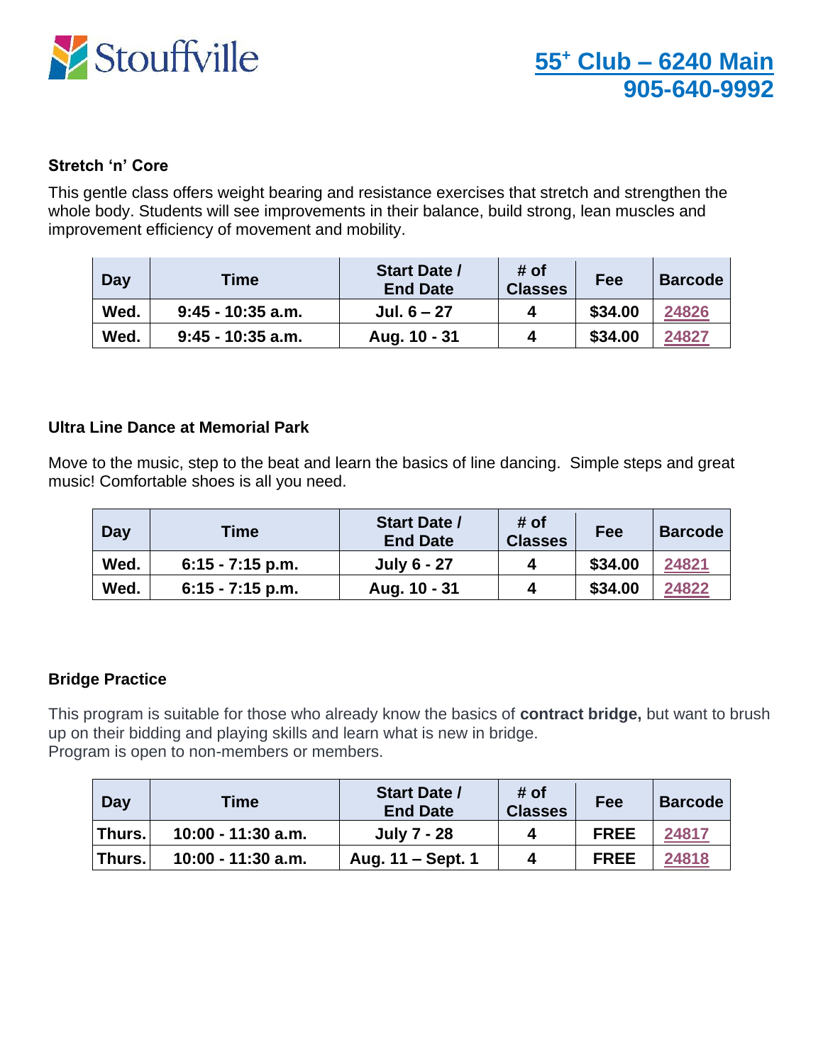**55⁺ Club – 6240 Main**
**905-640-9992**

### Stretch 'n' Core

This gentle class offers weight bearing and resistance exercises that stretch and strengthen the whole body. Students will see improvements in their balance, build strong, lean muscles and improvement efficiency of movement and mobility.

| Day | Time | Start Date / End Date | # of Classes | Fee | Barcode |
|---|---|---|---|---|---|
| Wed. | 9:45 - 10:35 a.m. | Jul. 6 – 27 | 4 | $34.00 | 24826 |
| Wed. | 9:45 - 10:35 a.m. | Aug. 10 - 31 | 4 | $34.00 | 24827 |

### Ultra Line Dance at Memorial Park

Move to the music, step to the beat and learn the basics of line dancing. Simple steps and great music! Comfortable shoes is all you need.

| Day | Time | Start Date / End Date | # of Classes | Fee | Barcode |
|---|---|---|---|---|---|
| Wed. | 6:15 - 7:15 p.m. | July 6 - 27 | 4 | $34.00 | 24821 |
| Wed. | 6:15 - 7:15 p.m. | Aug. 10 - 31 | 4 | $34.00 | 24822 |

### Bridge Practice

This program is suitable for those who already know the basics of **contract bridge,** but want to brush up on their bidding and playing skills and learn what is new in bridge.
Program is open to non-members or members.

| Day | Time | Start Date / End Date | # of Classes | Fee | Barcode |
|---|---|---|---|---|---|
| Thurs. | 10:00 - 11:30 a.m. | July 7 - 28 | 4 | FREE | 24817 |
| Thurs. | 10:00 - 11:30 a.m. | Aug. 11 – Sept. 1 | 4 | FREE | 24818 |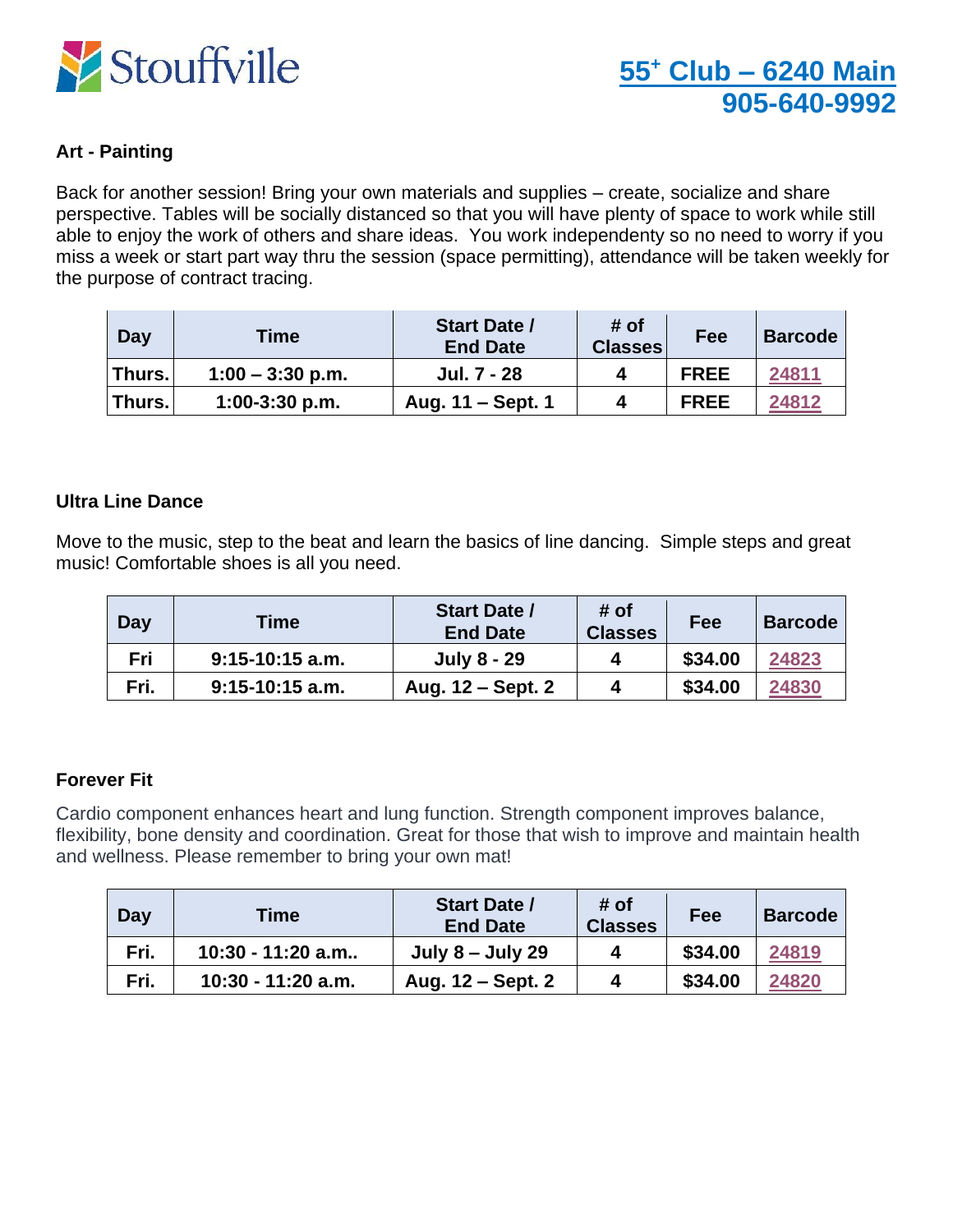Stouffville

**55+ Club – 6240 Main**
**905-640-9992**

### Art - Painting

Back for another session! Bring your own materials and supplies – create, socialize and share perspective. Tables will be socially distanced so that you will have plenty of space to work while still able to enjoy the work of others and share ideas. You work independently so no need to worry if you miss a week or start part way thru the session (space permitting), attendance will be taken weekly for the purpose of contract tracing.

| Day | Time | Start Date / End Date | # of Classes | Fee | Barcode |
|---|---|---|---|---|---|
| Thurs. | 1:00 – 3:30 p.m. | Jul. 7 - 28 | 4 | FREE | 24811 |
| Thurs. | 1:00-3:30 p.m. | Aug. 11 – Sept. 1 | 4 | FREE | 24812 |

### Ultra Line Dance

Move to the music, step to the beat and learn the basics of line dancing. Simple steps and great music! Comfortable shoes is all you need.

| Day | Time | Start Date / End Date | # of Classes | Fee | Barcode |
|---|---|---|---|---|---|
| Fri | 9:15-10:15 a.m. | July 8 - 29 | 4 | $34.00 | 24823 |
| Fri. | 9:15-10:15 a.m. | Aug. 12 – Sept. 2 | 4 | $34.00 | 24830 |

### Forever Fit

Cardio component enhances heart and lung function. Strength component improves balance, flexibility, bone density and coordination. Great for those that wish to improve and maintain health and wellness. Please remember to bring your own mat!

| Day | Time | Start Date / End Date | # of Classes | Fee | Barcode |
|---|---|---|---|---|---|
| Fri. | 10:30 - 11:20 a.m.. | July 8 – July 29 | 4 | $34.00 | 24819 |
| Fri. | 10:30 - 11:20 a.m. | Aug. 12 – Sept. 2 | 4 | $34.00 | 24820 |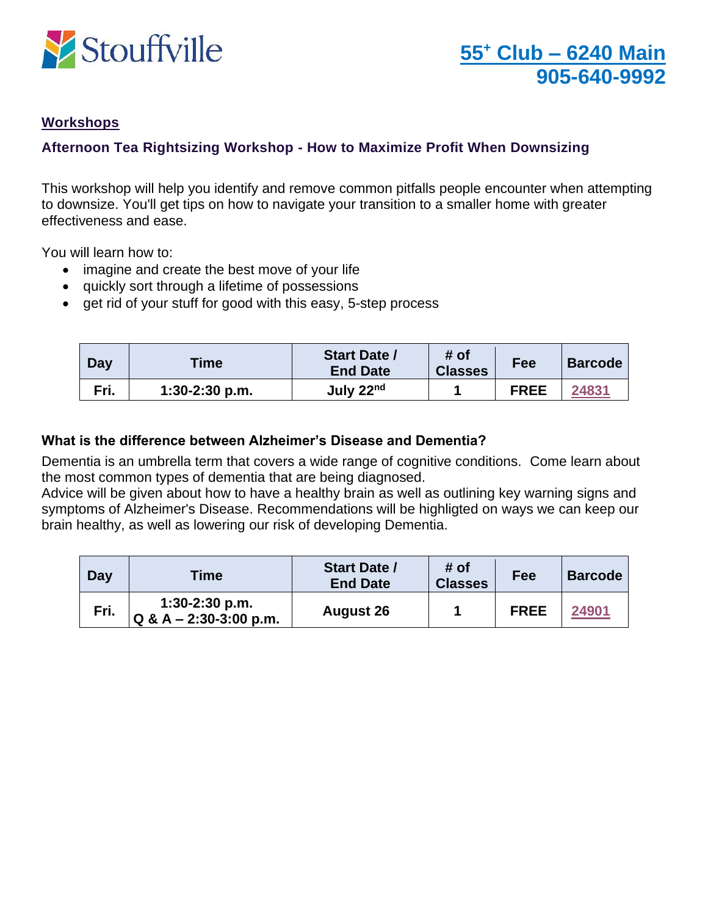# 55+ Club – 6240 Main
# 905-640-9992

## Workshops

### Afternoon Tea Rightsizing Workshop - How to Maximize Profit When Downsizing

This workshop will help you identify and remove common pitfalls people encounter when attempting to downsize. You'll get tips on how to navigate your transition to a smaller home with greater effectiveness and ease.

You will learn how to:

- imagine and create the best move of your life
- quickly sort through a lifetime of possessions
- get rid of your stuff for good with this easy, 5-step process

| Day | Time | Start Date / End Date | # of Classes | Fee | Barcode |
|---|---|---|---|---|---|
| Fri. | 1:30-2:30 p.m. | July 22nd | 1 | FREE | 24831 |

### What is the difference between Alzheimer's Disease and Dementia?

Dementia is an umbrella term that covers a wide range of cognitive conditions. Come learn about the most common types of dementia that are being diagnosed.
Advice will be given about how to have a healthy brain as well as outlining key warning signs and symptoms of Alzheimer's Disease. Recommendations will be highligted on ways we can keep our brain healthy, as well as lowering our risk of developing Dementia.

| Day | Time | Start Date / End Date | # of Classes | Fee | Barcode |
|---|---|---|---|---|---|
| Fri. | 1:30-2:30 p.m. Q & A – 2:30-3:00 p.m. | August 26 | 1 | FREE | 24901 |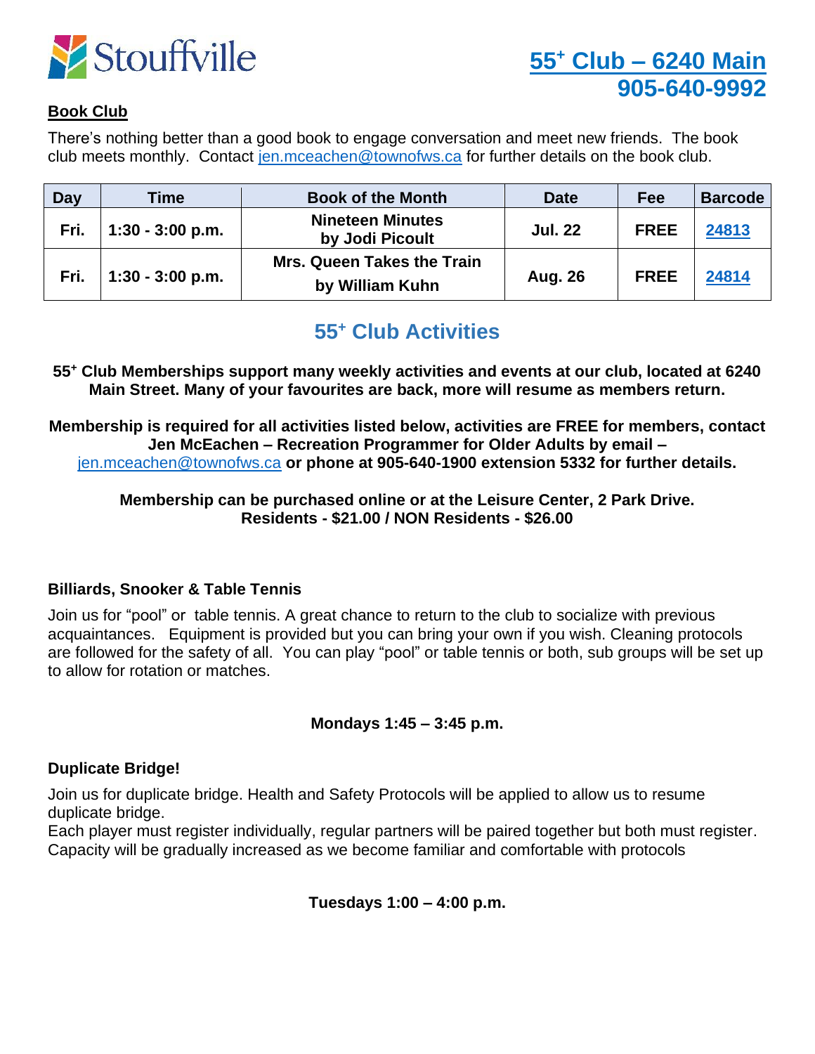Stouffville

## 55⁺ Club – 6240 Main 905-640-9992

### Book Club

There's nothing better than a good book to engage conversation and meet new friends. The book club meets monthly. Contact jen.mceachen@townofws.ca for further details on the book club.

| Day | Time | Book of the Month | Date | Fee | Barcode |
|---|---|---|---|---|---|
| Fri. | 1:30 - 3:00 p.m. | **Nineteen Minutes by Jodi Picoult** | Jul. 22 | FREE | 24813 |
| Fri. | 1:30 - 3:00 p.m. | **Mrs. Queen Takes the Train by William Kuhn** | Aug. 26 | FREE | 24814 |

## 55⁺ Club Activities

**55⁺ Club Memberships support many weekly activities and events at our club, located at 6240 Main Street. Many of your favourites are back, more will resume as members return.**

**Membership is required for all activities listed below, activities are FREE for members, contact Jen McEachen – Recreation Programmer for Older Adults by email – jen.mceachen@townofws.ca or phone at 905-640-1900 extension 5332 for further details.**

**Membership can be purchased online or at the Leisure Center, 2 Park Drive.**
**Residents - $21.00 / NON Residents - $26.00**

### Billiards, Snooker & Table Tennis

Join us for "pool" or table tennis. A great chance to return to the club to socialize with previous acquaintances. Equipment is provided but you can bring your own if you wish. Cleaning protocols are followed for the safety of all. You can play "pool" or table tennis or both, sub groups will be set up to allow for rotation or matches.

**Mondays 1:45 – 3:45 p.m.**

### Duplicate Bridge!

Join us for duplicate bridge. Health and Safety Protocols will be applied to allow us to resume duplicate bridge.
Each player must register individually, regular partners will be paired together but both must register. Capacity will be gradually increased as we become familiar and comfortable with protocols

**Tuesdays 1:00 – 4:00 p.m.**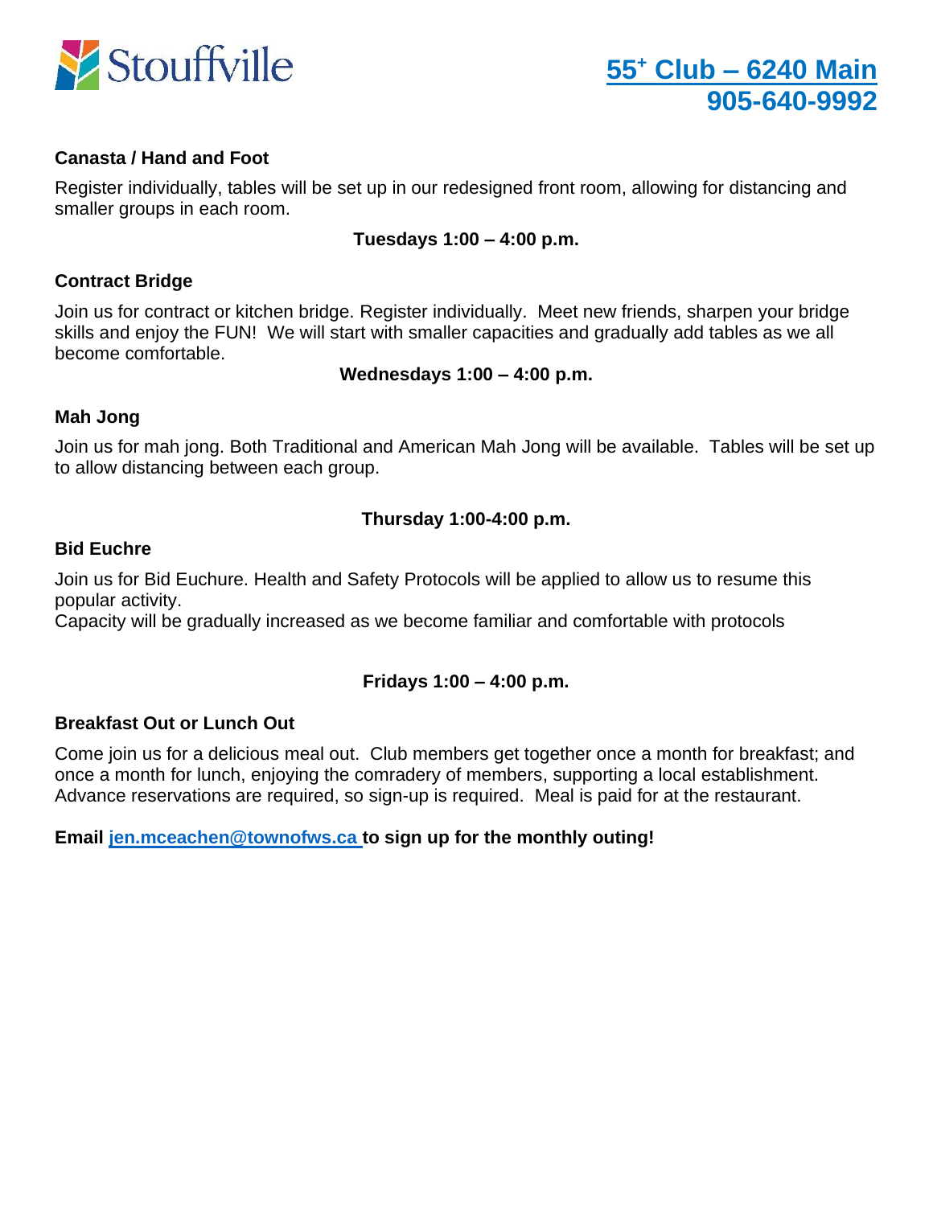## Canasta / Hand and Foot

Register individually, tables will be set up in our redesigned front room, allowing for distancing and smaller groups in each room.

**Tuesdays 1:00 – 4:00 p.m.**

## Contract Bridge

Join us for contract or kitchen bridge. Register individually. Meet new friends, sharpen your bridge skills and enjoy the FUN! We will start with smaller capacities and gradually add tables as we all become comfortable.

**Wednesdays 1:00 – 4:00 p.m.**

## Mah Jong

Join us for mah jong. Both Traditional and American Mah Jong will be available. Tables will be set up to allow distancing between each group.

**Thursday 1:00-4:00 p.m.**

## Bid Euchre

Join us for Bid Euchure. Health and Safety Protocols will be applied to allow us to resume this popular activity.
Capacity will be gradually increased as we become familiar and comfortable with protocols

**Fridays 1:00 – 4:00 p.m.**

## Breakfast Out or Lunch Out

Come join us for a delicious meal out. Club members get together once a month for breakfast; and once a month for lunch, enjoying the comradery of members, supporting a local establishment. Advance reservations are required, so sign-up is required. Meal is paid for at the restaurant.

**Email jen.mceachen@townofws.ca to sign up for the monthly outing!**